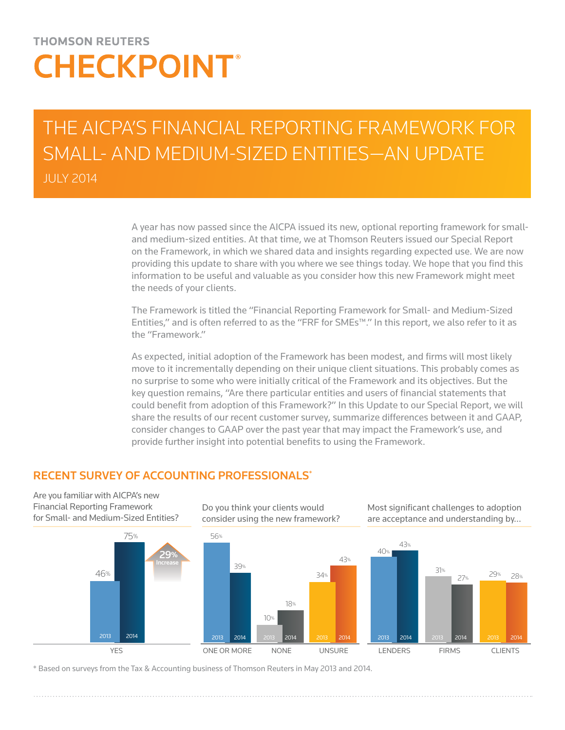THOMSON REUTERS

# CHECKPOINT®

# THE AICPA'S FINANCIAL REPORTING FRAMEWORK FOR SMALL- AND MEDIUM-SIZED ENTITIES—AN UPDATE

JULY 2014

A year has now passed since the AICPA issued its new, optional reporting framework for small- and medium-sized entities. At that time, we at Thomson Reuters issued our Special Report on the Framework, in which we shared data and insights regarding expected use. We are now providing this update to share with you where we see things today. We hope that you find this information to be useful and valuable as you consider how this new Framework might meet the needs of your clients.

The Framework is titled the "Financial Reporting Framework for Small- and Medium-Sized Entities," and is often referred to as the "FRF for SMEs™." In this report, we also refer to it as the "Framework."

As expected, initial adoption of the Framework has been modest, and firms will most likely move to it incrementally depending on their unique client situations. This probably comes as no surprise to some who were initially critical of the Framework and its objectives. But the key question remains, "Are there particular entities and users of financial statements that could benefit from adoption of this Framework?" In this Update to our Special Report, we will share the results of our recent customer survey, summarize differences between it and GAAP, consider changes to GAAP over the past year that may impact the Framework's use, and provide further insight into potential benefits to using the Framework.

## RECENT SURVEY OF ACCOUNTING PROFESSIONALS*

**Are you familiar with AICPA's new Financial Reporting Framework for Small- and Medium-Sized Entities?**

| | 2013 | 2014 |
|---|---|---|
| YES | 46% | 75% |

29% Increase

**Do you think your clients would consider using the new framework?**

| | 2013 | 2014 |
|---|---|---|
| ONE OR MORE | 56% | 39% |
| NONE | 10% | 18% |
| UNSURE | 34% | 43% |

**Most significant challenges to adoption are acceptance and understanding by...**

| | 2013 | 2014 |
|---|---|---|
| LENDERS | 40% | 43% |
| FIRMS | 31% | 27% |
| CLIENTS | 29% | 28% |

\* Based on surveys from the Tax & Accounting business of Thomson Reuters in May 2013 and 2014.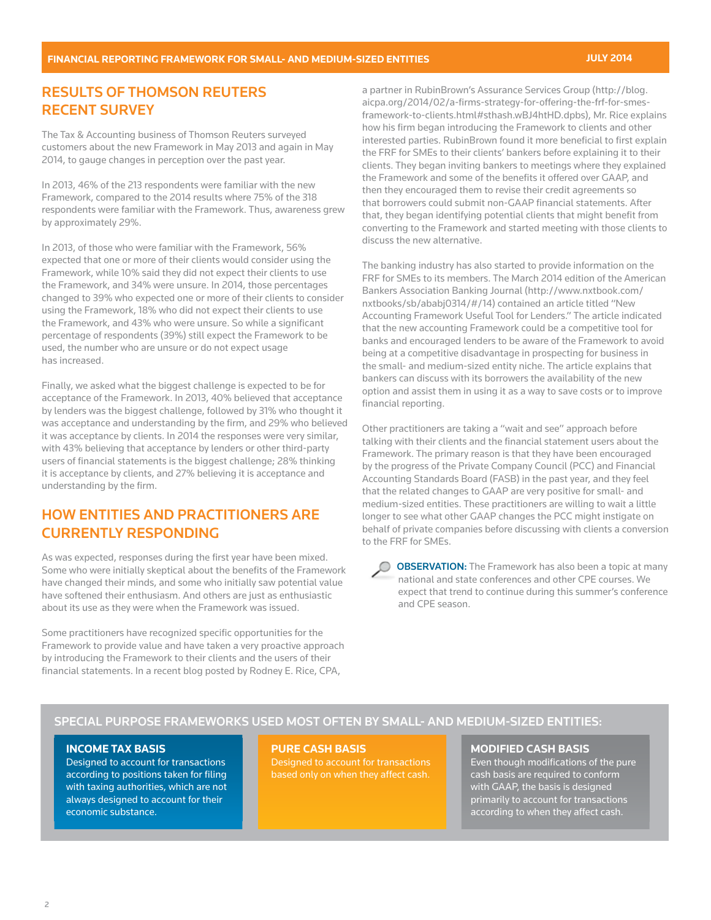## RESULTS OF THOMSON REUTERS RECENT SURVEY

The Tax & Accounting business of Thomson Reuters surveyed customers about the new Framework in May 2013 and again in May 2014, to gauge changes in perception over the past year.

In 2013, 46% of the 213 respondents were familiar with the new Framework, compared to the 2014 results where 75% of the 318 respondents were familiar with the Framework. Thus, awareness grew by approximately 29%.

In 2013, of those who were familiar with the Framework, 56% expected that one or more of their clients would consider using the Framework, while 10% said they did not expect their clients to use the Framework, and 34% were unsure. In 2014, those percentages changed to 39% who expected one or more of their clients to consider using the Framework, 18% who did not expect their clients to use the Framework, and 43% who were unsure. So while a significant percentage of respondents (39%) still expect the Framework to be used, the number who are unsure or do not expect usage has increased.

Finally, we asked what the biggest challenge is expected to be for acceptance of the Framework. In 2013, 40% believed that acceptance by lenders was the biggest challenge, followed by 31% who thought it was acceptance and understanding by the firm, and 29% who believed it was acceptance by clients. In 2014 the responses were very similar, with 43% believing that acceptance by lenders or other third-party users of financial statements is the biggest challenge; 28% thinking it is acceptance by clients, and 27% believing it is acceptance and understanding by the firm.

## HOW ENTITIES AND PRACTITIONERS ARE CURRENTLY RESPONDING

As was expected, responses during the first year have been mixed. Some who were initially skeptical about the benefits of the Framework have changed their minds, and some who initially saw potential value have softened their enthusiasm. And others are just as enthusiastic about its use as they were when the Framework was issued.

Some practitioners have recognized specific opportunities for the Framework to provide value and have taken a very proactive approach by introducing the Framework to their clients and the users of their financial statements. In a recent blog posted by Rodney E. Rice, CPA, a partner in RubinBrown's Assurance Services Group (http://blog.aicpa.org/2014/02/a-firms-strategy-for-offering-the-frf-for-smes-framework-to-clients.html#sthash.wBJ4htHD.dpbs), Mr. Rice explains how his firm began introducing the Framework to clients and other interested parties. RubinBrown found it more beneficial to first explain the FRF for SMEs to their clients' bankers before explaining it to their clients. They began inviting bankers to meetings where they explained the Framework and some of the benefits it offered over GAAP, and then they encouraged them to revise their credit agreements so that borrowers could submit non-GAAP financial statements. After that, they began identifying potential clients that might benefit from converting to the Framework and started meeting with those clients to discuss the new alternative.

The banking industry has also started to provide information on the FRF for SMEs to its members. The March 2014 edition of the American Bankers Association Banking Journal (http://www.nxtbook.com/nxtbooks/sb/ababj0314/#/14) contained an article titled "New Accounting Framework Useful Tool for Lenders." The article indicated that the new accounting Framework could be a competitive tool for banks and encouraged lenders to be aware of the Framework to avoid being at a competitive disadvantage in prospecting for business in the small- and medium-sized entity niche. The article explains that bankers can discuss with its borrowers the availability of the new option and assist them in using it as a way to save costs or to improve financial reporting.

Other practitioners are taking a "wait and see" approach before talking with their clients and the financial statement users about the Framework. The primary reason is that they have been encouraged by the progress of the Private Company Council (PCC) and Financial Accounting Standards Board (FASB) in the past year, and they feel that the related changes to GAAP are very positive for small- and medium-sized entities. These practitioners are willing to wait a little longer to see what other GAAP changes the PCC might instigate on behalf of private companies before discussing with clients a conversion to the FRF for SMEs.

**OBSERVATION:** The Framework has also been a topic at many national and state conferences and other CPE courses. We expect that trend to continue during this summer's conference and CPE season.

### SPECIAL PURPOSE FRAMEWORKS USED MOST OFTEN BY SMALL- AND MEDIUM-SIZED ENTITIES:

**INCOME TAX BASIS**
Designed to account for transactions according to positions taken for filing with taxing authorities, which are not always designed to account for their economic substance.

**PURE CASH BASIS**
Designed to account for transactions based only on when they affect cash.

**MODIFIED CASH BASIS**
Even though modifications of the pure cash basis are required to conform with GAAP, the basis is designed primarily to account for transactions according to when they affect cash.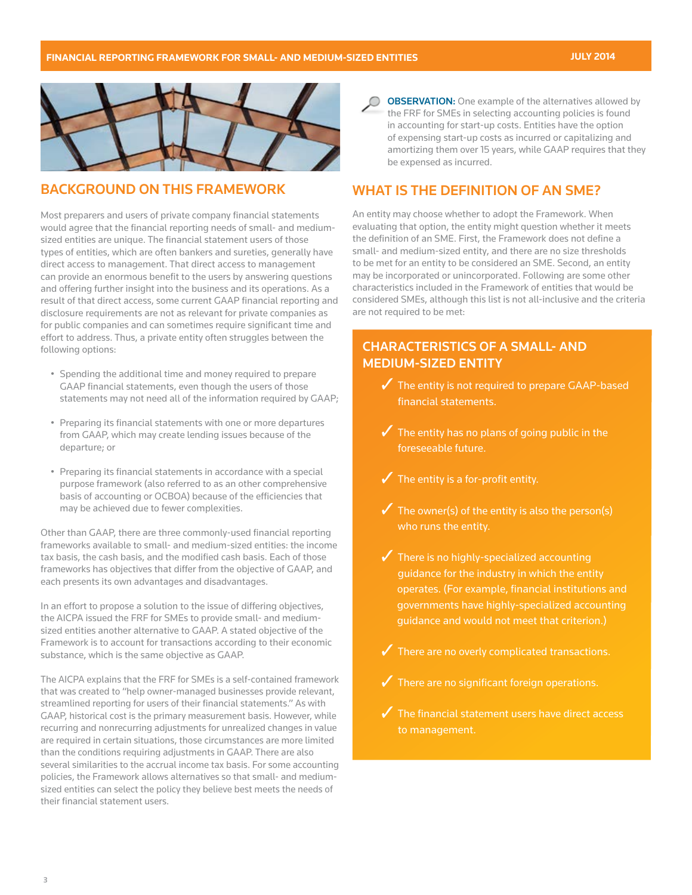## BACKGROUND ON THIS FRAMEWORK

Most preparers and users of private company financial statements would agree that the financial reporting needs of small- and medium-sized entities are unique. The financial statement users of those types of entities, which are often bankers and sureties, generally have direct access to management. That direct access to management can provide an enormous benefit to the users by answering questions and offering further insight into the business and its operations. As a result of that direct access, some current GAAP financial reporting and disclosure requirements are not as relevant for private companies as for public companies and can sometimes require significant time and effort to address. Thus, a private entity often struggles between the following options:

- Spending the additional time and money required to prepare GAAP financial statements, even though the users of those statements may not need all of the information required by GAAP;
- Preparing its financial statements with one or more departures from GAAP, which may create lending issues because of the departure; or
- Preparing its financial statements in accordance with a special purpose framework (also referred to as an other comprehensive basis of accounting or OCBOA) because of the efficiencies that may be achieved due to fewer complexities.

Other than GAAP, there are three commonly-used financial reporting frameworks available to small- and medium-sized entities: the income tax basis, the cash basis, and the modified cash basis. Each of those frameworks has objectives that differ from the objective of GAAP, and each presents its own advantages and disadvantages.

In an effort to propose a solution to the issue of differing objectives, the AICPA issued the FRF for SMEs to provide small- and medium-sized entities another alternative to GAAP. A stated objective of the Framework is to account for transactions according to their economic substance, which is the same objective as GAAP.

The AICPA explains that the FRF for SMEs is a self-contained framework that was created to "help owner-managed businesses provide relevant, streamlined reporting for users of their financial statements." As with GAAP, historical cost is the primary measurement basis. However, while recurring and nonrecurring adjustments for unrealized changes in value are required in certain situations, those circumstances are more limited than the conditions requiring adjustments in GAAP. There are also several similarities to the accrual income tax basis. For some accounting policies, the Framework allows alternatives so that small- and medium-sized entities can select the policy they believe best meets the needs of their financial statement users.

**OBSERVATION:** One example of the alternatives allowed by the FRF for SMEs in selecting accounting policies is found in accounting for start-up costs. Entities have the option of expensing start-up costs as incurred or capitalizing and amortizing them over 15 years, while GAAP requires that they be expensed as incurred.

## WHAT IS THE DEFINITION OF AN SME?

An entity may choose whether to adopt the Framework. When evaluating that option, the entity might question whether it meets the definition of an SME. First, the Framework does not define a small- and medium-sized entity, and there are no size thresholds to be met for an entity to be considered an SME. Second, an entity may be incorporated or unincorporated. Following are some other characteristics included in the Framework of entities that would be considered SMEs, although this list is not all-inclusive and the criteria are not required to be met:

### CHARACTERISTICS OF A SMALL- AND MEDIUM-SIZED ENTITY

- ✓ The entity is not required to prepare GAAP-based financial statements.
- ✓ The entity has no plans of going public in the foreseeable future.
- ✓ The entity is a for-profit entity.
- ✓ The owner(s) of the entity is also the person(s) who runs the entity.
- ✓ There is no highly-specialized accounting guidance for the industry in which the entity operates. (For example, financial institutions and governments have highly-specialized accounting guidance and would not meet that criterion.)
- ✓ There are no overly complicated transactions.
- ✓ There are no significant foreign operations.
- ✓ The financial statement users have direct access to management.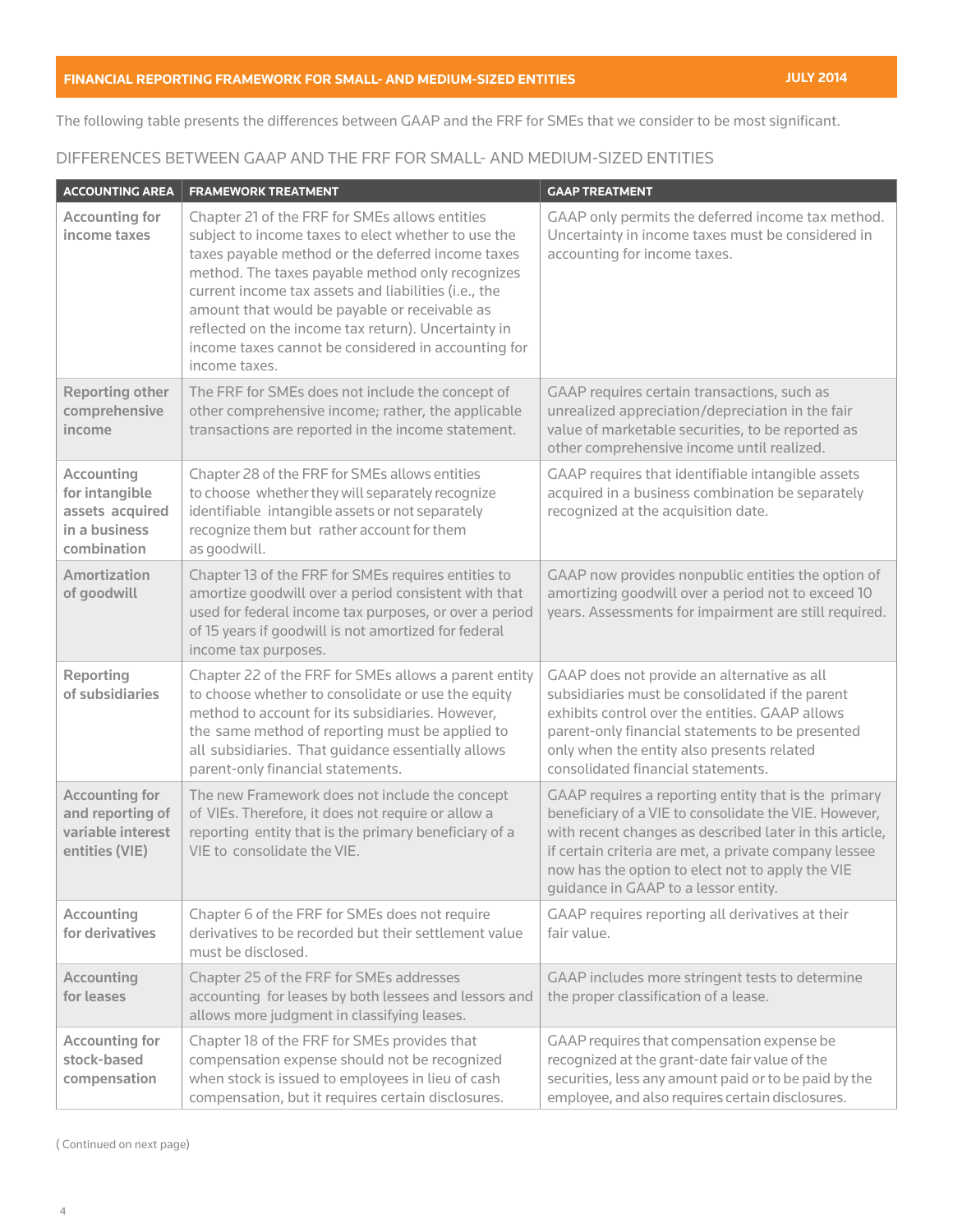The following table presents the differences between GAAP and the FRF for SMEs that we consider to be most significant.

## DIFFERENCES BETWEEN GAAP AND THE FRF FOR SMALL- AND MEDIUM-SIZED ENTITIES

| ACCOUNTING AREA | FRAMEWORK TREATMENT | GAAP TREATMENT |
|---|---|---|
| **Accounting for income taxes** | Chapter 21 of the FRF for SMEs allows entities subject to income taxes to elect whether to use the taxes payable method or the deferred income taxes method. The taxes payable method only recognizes current income tax assets and liabilities (i.e., the amount that would be payable or receivable as reflected on the income tax return). Uncertainty in income taxes cannot be considered in accounting for income taxes. | GAAP only permits the deferred income tax method. Uncertainty in income taxes must be considered in accounting for income taxes. |
| **Reporting other comprehensive income** | The FRF for SMEs does not include the concept of other comprehensive income; rather, the applicable transactions are reported in the income statement. | GAAP requires certain transactions, such as unrealized appreciation/depreciation in the fair value of marketable securities, to be reported as other comprehensive income until realized. |
| **Accounting for intangible assets acquired in a business combination** | Chapter 28 of the FRF for SMEs allows entities to choose whether they will separately recognize identifiable intangible assets or not separately recognize them but rather account for them as goodwill. | GAAP requires that identifiable intangible assets acquired in a business combination be separately recognized at the acquisition date. |
| **Amortization of goodwill** | Chapter 13 of the FRF for SMEs requires entities to amortize goodwill over a period consistent with that used for federal income tax purposes, or over a period of 15 years if goodwill is not amortized for federal income tax purposes. | GAAP now provides nonpublic entities the option of amortizing goodwill over a period not to exceed 10 years. Assessments for impairment are still required. |
| **Reporting of subsidiaries** | Chapter 22 of the FRF for SMEs allows a parent entity to choose whether to consolidate or use the equity method to account for its subsidiaries. However, the same method of reporting must be applied to all subsidiaries. That guidance essentially allows parent-only financial statements. | GAAP does not provide an alternative as all subsidiaries must be consolidated if the parent exhibits control over the entities. GAAP allows parent-only financial statements to be presented only when the entity also presents related consolidated financial statements. |
| **Accounting for and reporting of variable interest entities (VIE)** | The new Framework does not include the concept of VIEs. Therefore, it does not require or allow a reporting entity that is the primary beneficiary of a VIE to consolidate the VIE. | GAAP requires a reporting entity that is the primary beneficiary of a VIE to consolidate the VIE. However, with recent changes as described later in this article, if certain criteria are met, a private company lessee now has the option to elect not to apply the VIE guidance in GAAP to a lessor entity. |
| **Accounting for derivatives** | Chapter 6 of the FRF for SMEs does not require derivatives to be recorded but their settlement value must be disclosed. | GAAP requires reporting all derivatives at their fair value. |
| **Accounting for leases** | Chapter 25 of the FRF for SMEs addresses accounting for leases by both lessees and lessors and allows more judgment in classifying leases. | GAAP includes more stringent tests to determine the proper classification of a lease. |
| **Accounting for stock-based compensation** | Chapter 18 of the FRF for SMEs provides that compensation expense should not be recognized when stock is issued to employees in lieu of cash compensation, but it requires certain disclosures. | GAAP requires that compensation expense be recognized at the grant-date fair value of the securities, less any amount paid or to be paid by the employee, and also requires certain disclosures. |

(Continued on next page)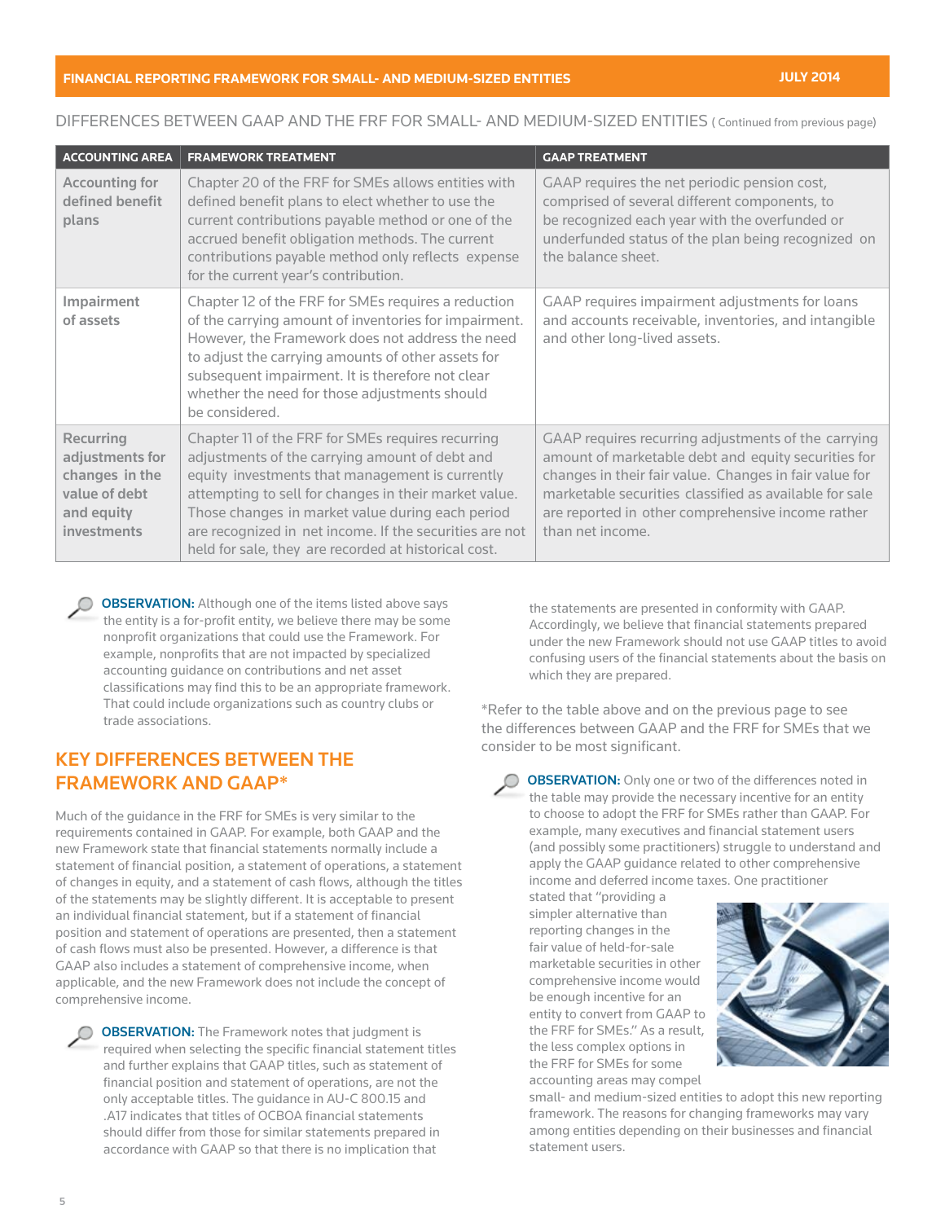DIFFERENCES BETWEEN GAAP AND THE FRF FOR SMALL- AND MEDIUM-SIZED ENTITIES ( Continued from previous page)

| ACCOUNTING AREA | FRAMEWORK TREATMENT | GAAP TREATMENT |
|---|---|---|
| Accounting for defined benefit plans | Chapter 20 of the FRF for SMEs allows entities with defined benefit plans to elect whether to use the current contributions payable method or one of the accrued benefit obligation methods. The current contributions payable method only reflects expense for the current year's contribution. | GAAP requires the net periodic pension cost, comprised of several different components, to be recognized each year with the overfunded or underfunded status of the plan being recognized on the balance sheet. |
| Impairment of assets | Chapter 12 of the FRF for SMEs requires a reduction of the carrying amount of inventories for impairment. However, the Framework does not address the need to adjust the carrying amounts of other assets for subsequent impairment. It is therefore not clear whether the need for those adjustments should be considered. | GAAP requires impairment adjustments for loans and accounts receivable, inventories, and intangible and other long-lived assets. |
| Recurring adjustments for changes in the value of debt and equity investments | Chapter 11 of the FRF for SMEs requires recurring adjustments of the carrying amount of debt and equity investments that management is currently attempting to sell for changes in their market value. Those changes in market value during each period are recognized in net income. If the securities are not held for sale, they are recorded at historical cost. | GAAP requires recurring adjustments of the carrying amount of marketable debt and equity securities for changes in their fair value. Changes in fair value for marketable securities classified as available for sale are reported in other comprehensive income rather than net income. |

**OBSERVATION:** Although one of the items listed above says the entity is a for-profit entity, we believe there may be some nonprofit organizations that could use the Framework. For example, nonprofits that are not impacted by specialized accounting guidance on contributions and net asset classifications may find this to be an appropriate framework. That could include organizations such as country clubs or trade associations.

## KEY DIFFERENCES BETWEEN THE FRAMEWORK AND GAAP*

Much of the guidance in the FRF for SMEs is very similar to the requirements contained in GAAP. For example, both GAAP and the new Framework state that financial statements normally include a statement of financial position, a statement of operations, a statement of changes in equity, and a statement of cash flows, although the titles of the statements may be slightly different. It is acceptable to present an individual financial statement, but if a statement of financial position and statement of operations are presented, then a statement of cash flows must also be presented. However, a difference is that GAAP also includes a statement of comprehensive income, when applicable, and the new Framework does not include the concept of comprehensive income.

**OBSERVATION:** The Framework notes that judgment is required when selecting the specific financial statement titles and further explains that GAAP titles, such as statement of financial position and statement of operations, are not the only acceptable titles. The guidance in AU-C 800.15 and .A17 indicates that titles of OCBOA financial statements should differ from those for similar statements prepared in accordance with GAAP so that there is no implication that the statements are presented in conformity with GAAP. Accordingly, we believe that financial statements prepared under the new Framework should not use GAAP titles to avoid confusing users of the financial statements about the basis on which they are prepared.

*Refer to the table above and on the previous page to see the differences between GAAP and the FRF for SMEs that we consider to be most significant.

**OBSERVATION:** Only one or two of the differences noted in the table may provide the necessary incentive for an entity to choose to adopt the FRF for SMEs rather than GAAP. For example, many executives and financial statement users (and possibly some practitioners) struggle to understand and apply the GAAP guidance related to other comprehensive income and deferred income taxes. One practitioner stated that "providing a simpler alternative than reporting changes in the fair value of held-for-sale marketable securities in other comprehensive income would be enough incentive for an entity to convert from GAAP to the FRF for SMEs." As a result, the less complex options in the FRF for SMEs for some accounting areas may compel small- and medium-sized entities to adopt this new reporting framework. The reasons for changing frameworks may vary among entities depending on their businesses and financial statement users.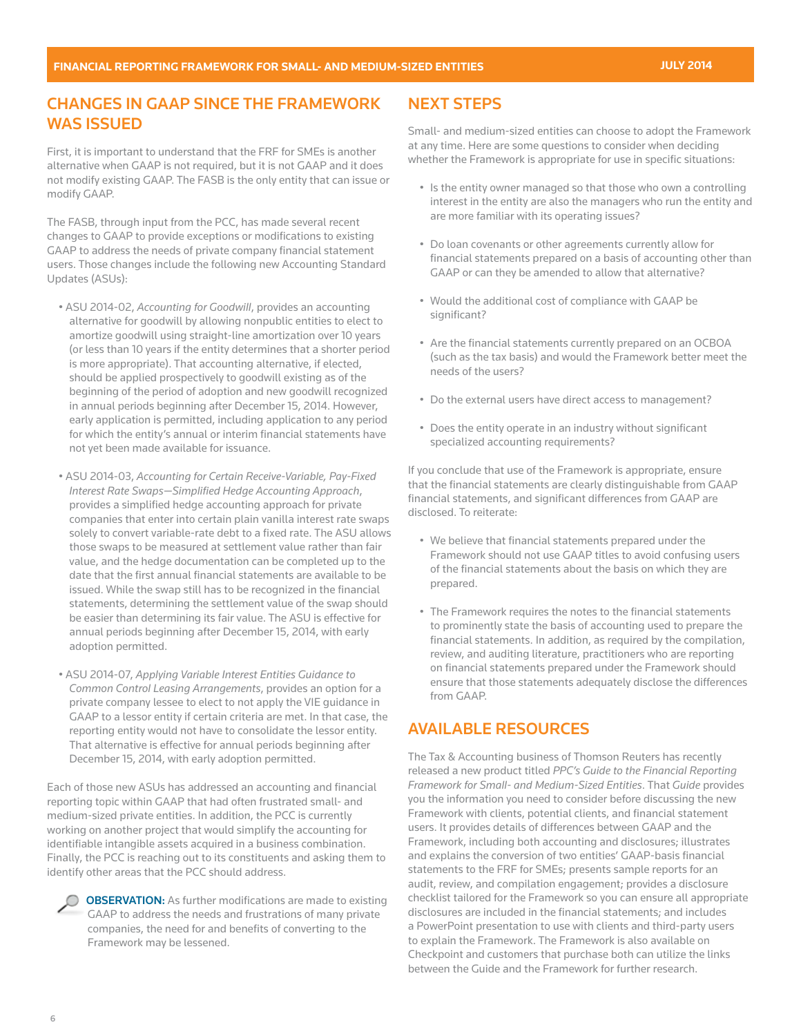## CHANGES IN GAAP SINCE THE FRAMEWORK WAS ISSUED

First, it is important to understand that the FRF for SMEs is another alternative when GAAP is not required, but it is not GAAP and it does not modify existing GAAP. The FASB is the only entity that can issue or modify GAAP.

The FASB, through input from the PCC, has made several recent changes to GAAP to provide exceptions or modifications to existing GAAP to address the needs of private company financial statement users. Those changes include the following new Accounting Standard Updates (ASUs):

- ASU 2014-02, *Accounting for Goodwill*, provides an accounting alternative for goodwill by allowing nonpublic entities to elect to amortize goodwill using straight-line amortization over 10 years (or less than 10 years if the entity determines that a shorter period is more appropriate). That accounting alternative, if elected, should be applied prospectively to goodwill existing as of the beginning of the period of adoption and new goodwill recognized in annual periods beginning after December 15, 2014. However, early application is permitted, including application to any period for which the entity's annual or interim financial statements have not yet been made available for issuance.
- ASU 2014-03, *Accounting for Certain Receive-Variable, Pay-Fixed Interest Rate Swaps—Simplified Hedge Accounting Approach*, provides a simplified hedge accounting approach for private companies that enter into certain plain vanilla interest rate swaps solely to convert variable-rate debt to a fixed rate. The ASU allows those swaps to be measured at settlement value rather than fair value, and the hedge documentation can be completed up to the date that the first annual financial statements are available to be issued. While the swap still has to be recognized in the financial statements, determining the settlement value of the swap should be easier than determining its fair value. The ASU is effective for annual periods beginning after December 15, 2014, with early adoption permitted.
- ASU 2014-07, *Applying Variable Interest Entities Guidance to Common Control Leasing Arrangements*, provides an option for a private company lessee to elect to not apply the VIE guidance in GAAP to a lessor entity if certain criteria are met. In that case, the reporting entity would not have to consolidate the lessor entity. That alternative is effective for annual periods beginning after December 15, 2014, with early adoption permitted.

Each of those new ASUs has addressed an accounting and financial reporting topic within GAAP that had often frustrated small- and medium-sized private entities. In addition, the PCC is currently working on another project that would simplify the accounting for identifiable intangible assets acquired in a business combination. Finally, the PCC is reaching out to its constituents and asking them to identify other areas that the PCC should address.

**OBSERVATION:** As further modifications are made to existing GAAP to address the needs and frustrations of many private companies, the need for and benefits of converting to the Framework may be lessened.

## NEXT STEPS

Small- and medium-sized entities can choose to adopt the Framework at any time. Here are some questions to consider when deciding whether the Framework is appropriate for use in specific situations:

- Is the entity owner managed so that those who own a controlling interest in the entity are also the managers who run the entity and are more familiar with its operating issues?
- Do loan covenants or other agreements currently allow for financial statements prepared on a basis of accounting other than GAAP or can they be amended to allow that alternative?
- Would the additional cost of compliance with GAAP be significant?
- Are the financial statements currently prepared on an OCBOA (such as the tax basis) and would the Framework better meet the needs of the users?
- Do the external users have direct access to management?
- Does the entity operate in an industry without significant specialized accounting requirements?

If you conclude that use of the Framework is appropriate, ensure that the financial statements are clearly distinguishable from GAAP financial statements, and significant differences from GAAP are disclosed. To reiterate:

- We believe that financial statements prepared under the Framework should not use GAAP titles to avoid confusing users of the financial statements about the basis on which they are prepared.
- The Framework requires the notes to the financial statements to prominently state the basis of accounting used to prepare the financial statements. In addition, as required by the compilation, review, and auditing literature, practitioners who are reporting on financial statements prepared under the Framework should ensure that those statements adequately disclose the differences from GAAP.

## AVAILABLE RESOURCES

The Tax & Accounting business of Thomson Reuters has recently released a new product titled *PPC's Guide to the Financial Reporting Framework for Small- and Medium-Sized Entities*. That *Guide* provides you the information you need to consider before discussing the new Framework with clients, potential clients, and financial statement users. It provides details of differences between GAAP and the Framework, including both accounting and disclosures; illustrates and explains the conversion of two entities' GAAP-basis financial statements to the FRF for SMEs; presents sample reports for an audit, review, and compilation engagement; provides a disclosure checklist tailored for the Framework so you can ensure all appropriate disclosures are included in the financial statements; and includes a PowerPoint presentation to use with clients and third-party users to explain the Framework. The Framework is also available on Checkpoint and customers that purchase both can utilize the links between the Guide and the Framework for further research.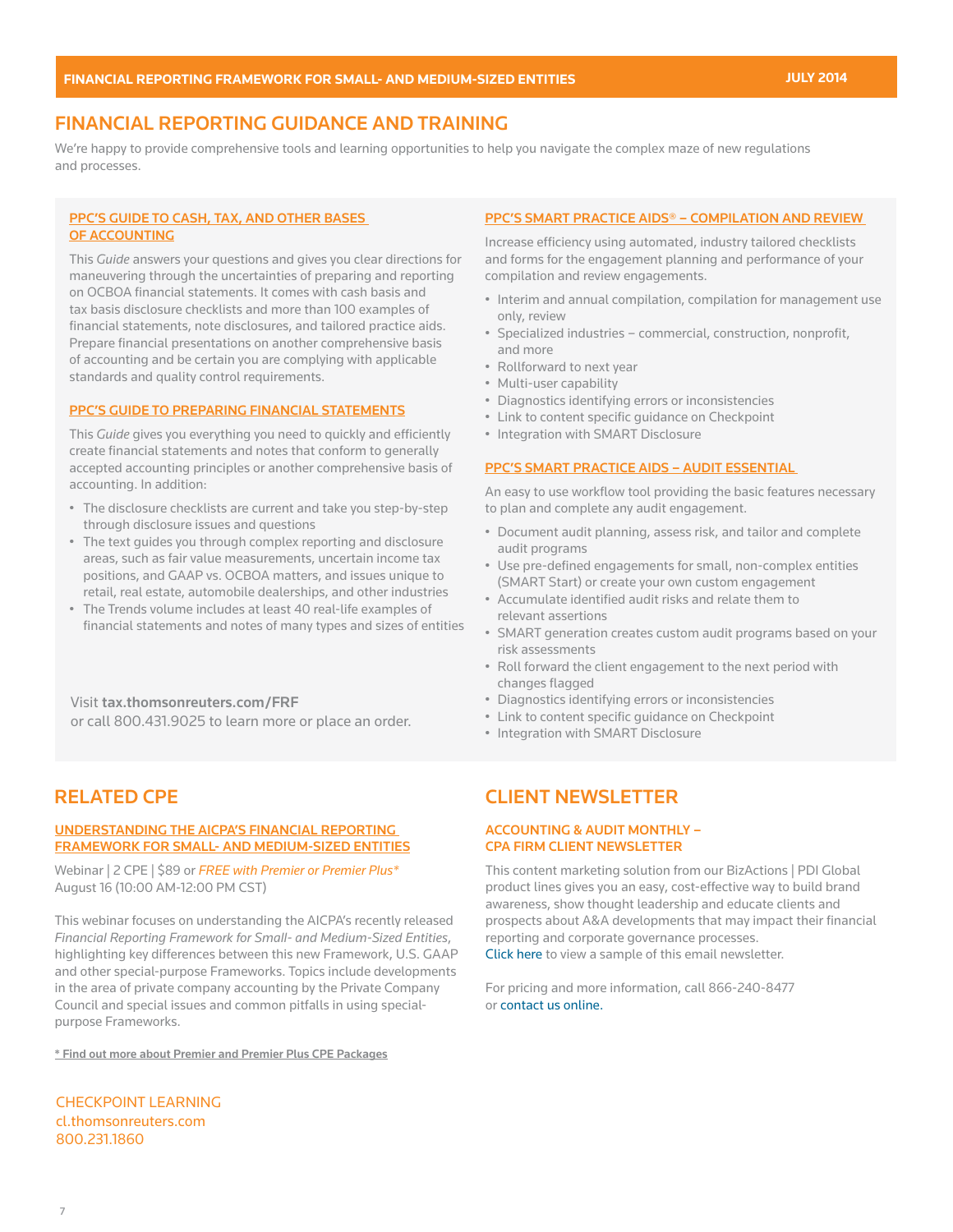## FINANCIAL REPORTING GUIDANCE AND TRAINING

We're happy to provide comprehensive tools and learning opportunities to help you navigate the complex maze of new regulations and processes.

### PPC'S GUIDE TO CASH, TAX, AND OTHER BASES OF ACCOUNTING

This *Guide* answers your questions and gives you clear directions for maneuvering through the uncertainties of preparing and reporting on OCBOA financial statements. It comes with cash basis and tax basis disclosure checklists and more than 100 examples of financial statements, note disclosures, and tailored practice aids. Prepare financial presentations on another comprehensive basis of accounting and be certain you are complying with applicable standards and quality control requirements.

### PPC'S GUIDE TO PREPARING FINANCIAL STATEMENTS

This *Guide* gives you everything you need to quickly and efficiently create financial statements and notes that conform to generally accepted accounting principles or another comprehensive basis of accounting. In addition:

- The disclosure checklists are current and take you step-by-step through disclosure issues and questions
- The text guides you through complex reporting and disclosure areas, such as fair value measurements, uncertain income tax positions, and GAAP vs. OCBOA matters, and issues unique to retail, real estate, automobile dealerships, and other industries
- The Trends volume includes at least 40 real-life examples of financial statements and notes of many types and sizes of entities

Visit **tax.thomsonreuters.com/FRF** or call 800.431.9025 to learn more or place an order.

### PPC'S SMART PRACTICE AIDS® – COMPILATION AND REVIEW

Increase efficiency using automated, industry tailored checklists and forms for the engagement planning and performance of your compilation and review engagements.

- Interim and annual compilation, compilation for management use only, review
- Specialized industries – commercial, construction, nonprofit, and more
- Rollforward to next year
- Multi-user capability
- Diagnostics identifying errors or inconsistencies
- Link to content specific guidance on Checkpoint
- Integration with SMART Disclosure

### PPC'S SMART PRACTICE AIDS – AUDIT ESSENTIAL

An easy to use workflow tool providing the basic features necessary to plan and complete any audit engagement.

- Document audit planning, assess risk, and tailor and complete audit programs
- Use pre-defined engagements for small, non-complex entities (SMART Start) or create your own custom engagement
- Accumulate identified audit risks and relate them to relevant assertions
- SMART generation creates custom audit programs based on your risk assessments
- Roll forward the client engagement to the next period with changes flagged
- Diagnostics identifying errors or inconsistencies
- Link to content specific guidance on Checkpoint
- Integration with SMART Disclosure

## RELATED CPE

### UNDERSTANDING THE AICPA'S FINANCIAL REPORTING FRAMEWORK FOR SMALL- AND MEDIUM-SIZED ENTITIES

Webinar | 2 CPE | $89 or *FREE with Premier or Premier Plus**
August 16 (10:00 AM-12:00 PM CST)

This webinar focuses on understanding the AICPA's recently released *Financial Reporting Framework for Small- and Medium-Sized Entities*, highlighting key differences between this new Framework, U.S. GAAP and other special-purpose Frameworks. Topics include developments in the area of private company accounting by the Private Company Council and special issues and common pitfalls in using special-purpose Frameworks.

* Find out more about Premier and Premier Plus CPE Packages

CHECKPOINT LEARNING
cl.thomsonreuters.com
800.231.1860

## CLIENT NEWSLETTER

### ACCOUNTING & AUDIT MONTHLY – CPA FIRM CLIENT NEWSLETTER

This content marketing solution from our BizActions | PDI Global product lines gives you an easy, cost-effective way to build brand awareness, show thought leadership and educate clients and prospects about A&A developments that may impact their financial reporting and corporate governance processes.
Click here to view a sample of this email newsletter.

For pricing and more information, call 866-240-8477 or contact us online.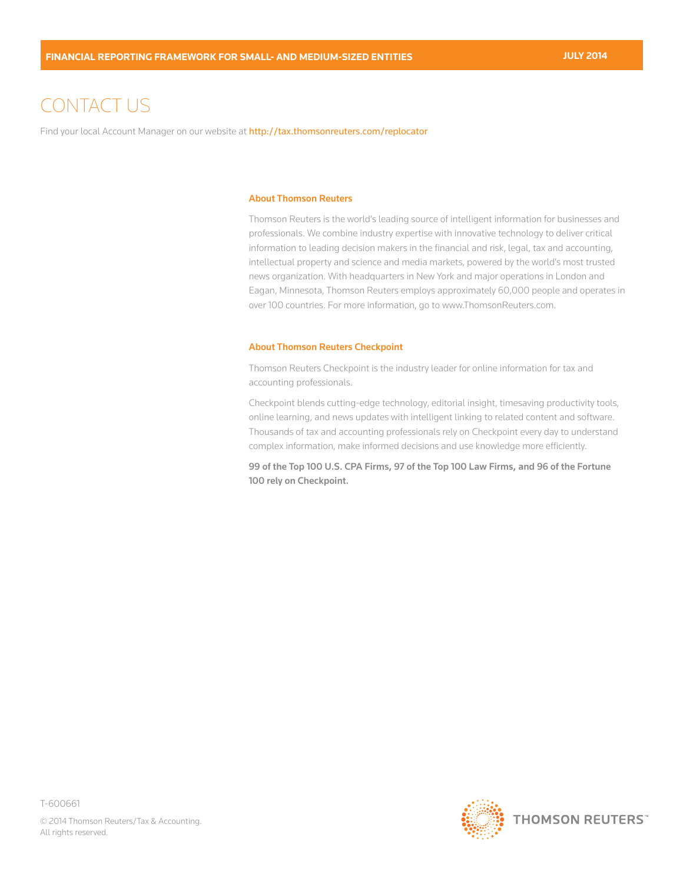# CONTACT US

Find your local Account Manager on our website at http://tax.thomsonreuters.com/replocator

### About Thomson Reuters

Thomson Reuters is the world's leading source of intelligent information for businesses and professionals. We combine industry expertise with innovative technology to deliver critical information to leading decision makers in the financial and risk, legal, tax and accounting, intellectual property and science and media markets, powered by the world's most trusted news organization. With headquarters in New York and major operations in London and Eagan, Minnesota, Thomson Reuters employs approximately 60,000 people and operates in over 100 countries. For more information, go to www.ThomsonReuters.com.

### About Thomson Reuters Checkpoint

Thomson Reuters Checkpoint is the industry leader for online information for tax and accounting professionals.

Checkpoint blends cutting-edge technology, editorial insight, timesaving productivity tools, online learning, and news updates with intelligent linking to related content and software. Thousands of tax and accounting professionals rely on Checkpoint every day to understand complex information, make informed decisions and use knowledge more efficiently.

**99 of the Top 100 U.S. CPA Firms, 97 of the Top 100 Law Firms, and 96 of the Fortune 100 rely on Checkpoint.**

T-600661

© 2014 Thomson Reuters/Tax & Accounting.
All rights reserved.

THOMSON REUTERS™